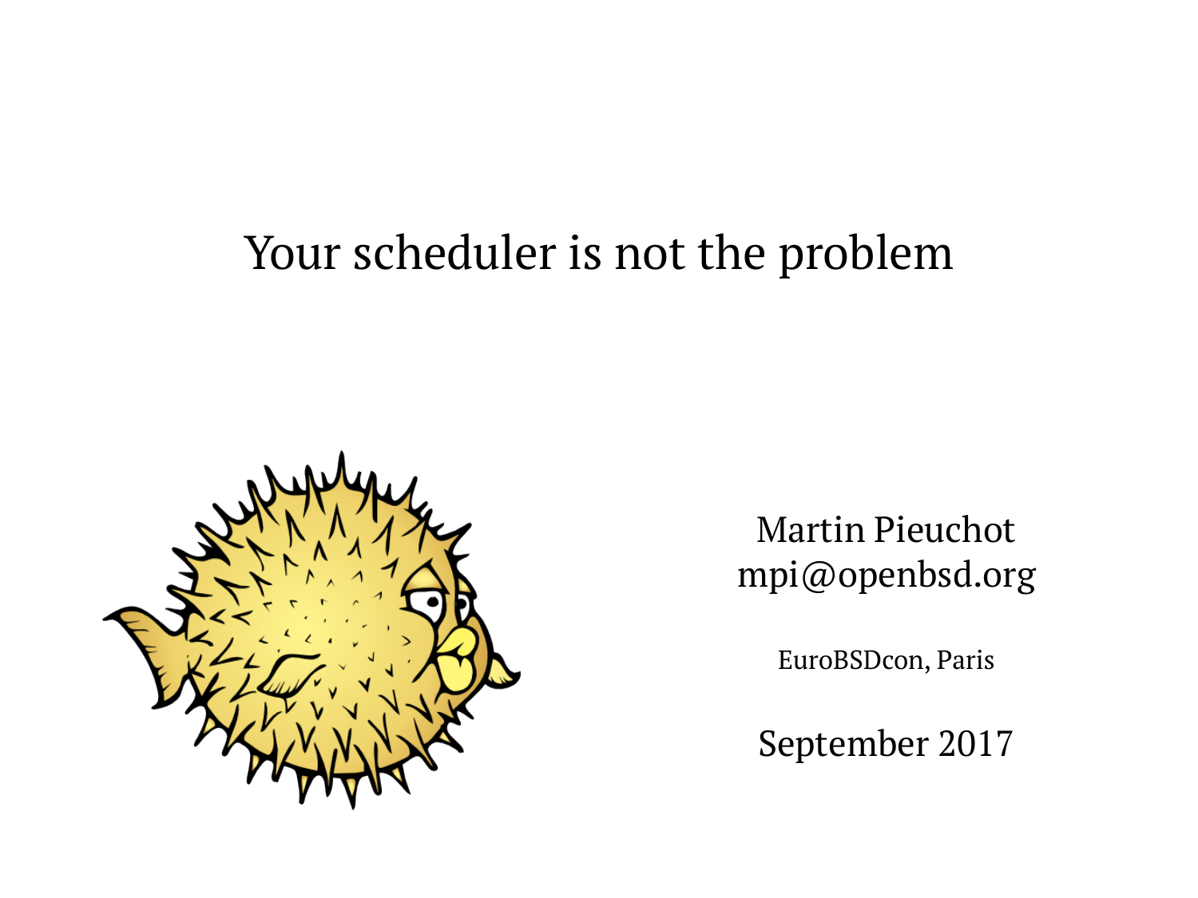# Your scheduler is not the problem

Martin Pieuchot
mpi@openbsd.org

EuroBSDcon, Paris

September 2017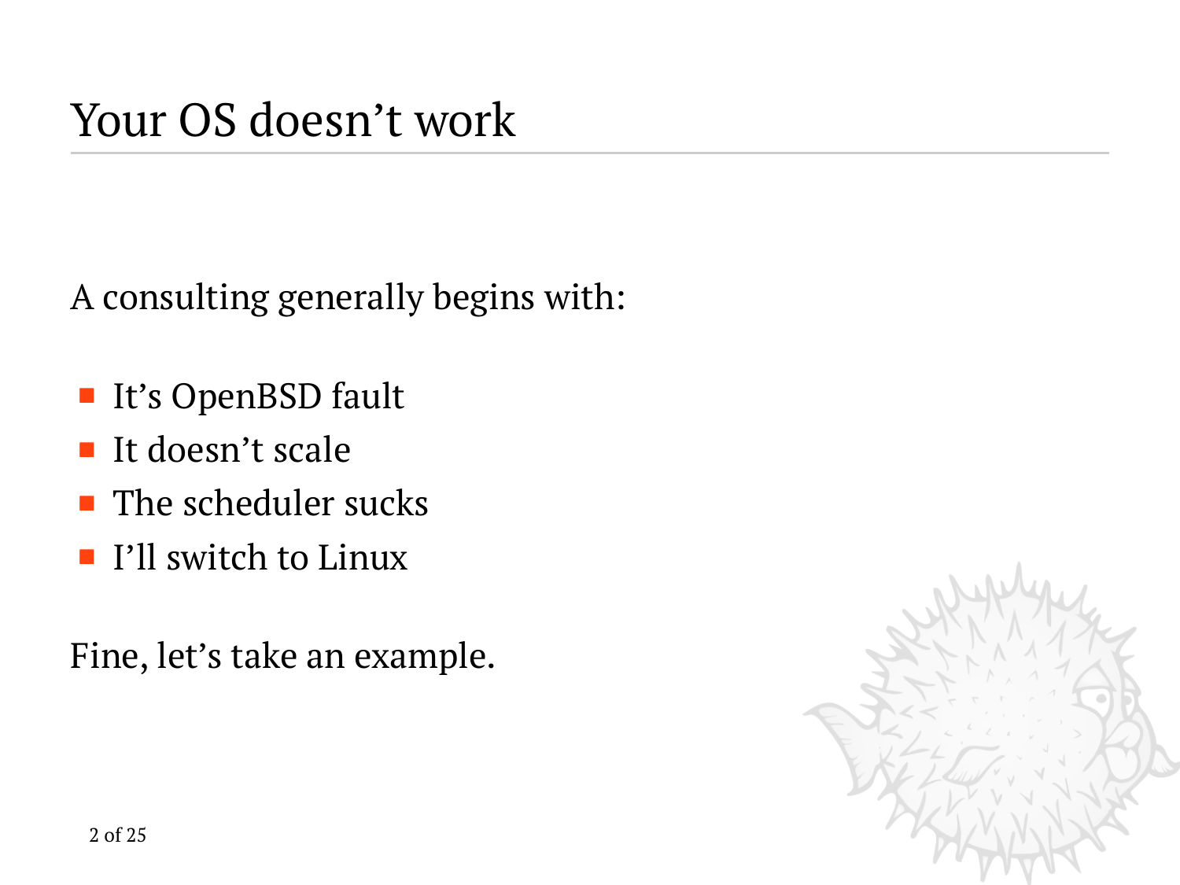# Your OS doesn't work

A consulting generally begins with:

- It's OpenBSD fault
- It doesn't scale
- The scheduler sucks
- I'll switch to Linux

Fine, let's take an example.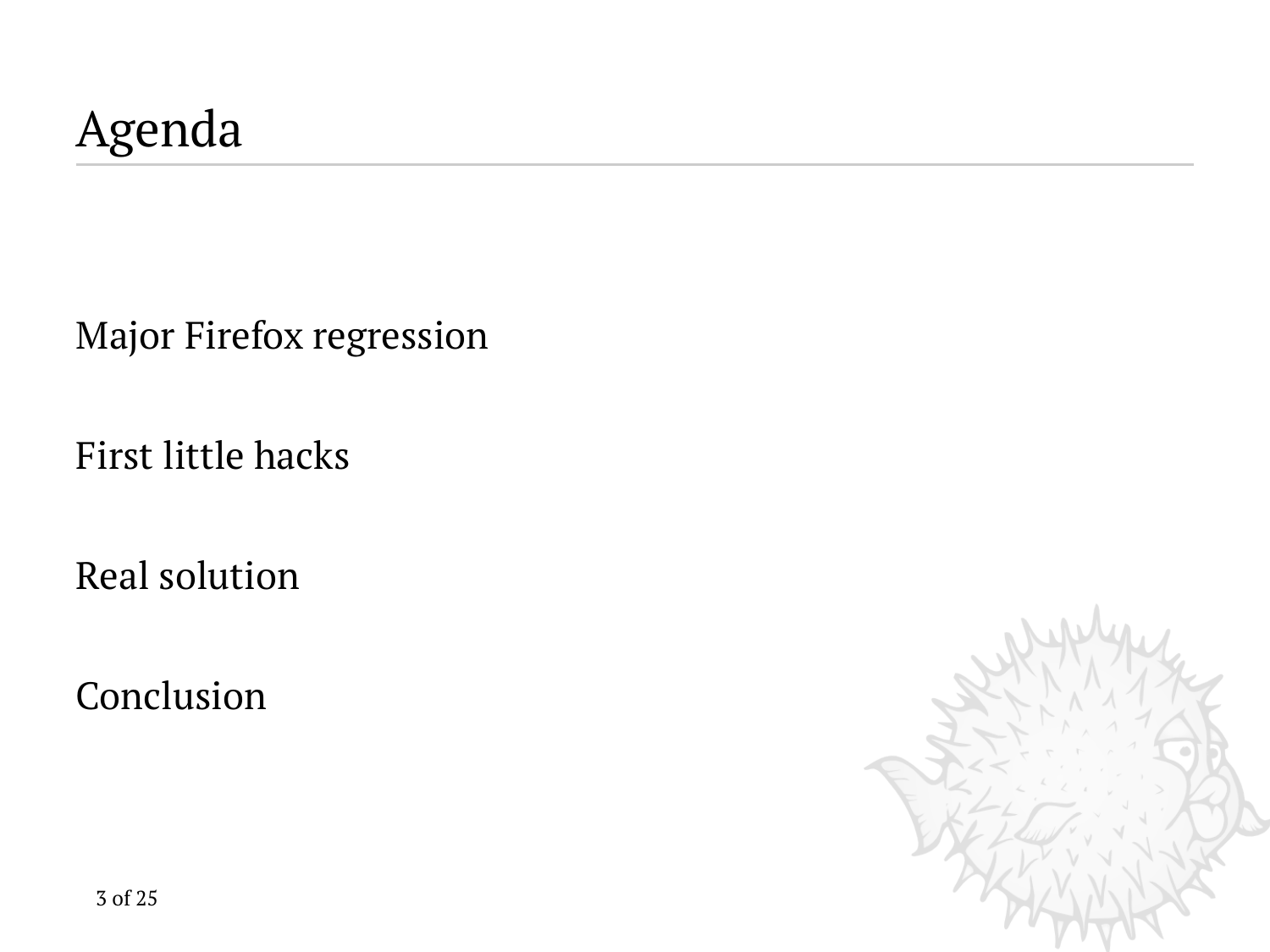# Agenda

Major Firefox regression

First little hacks

Real solution

Conclusion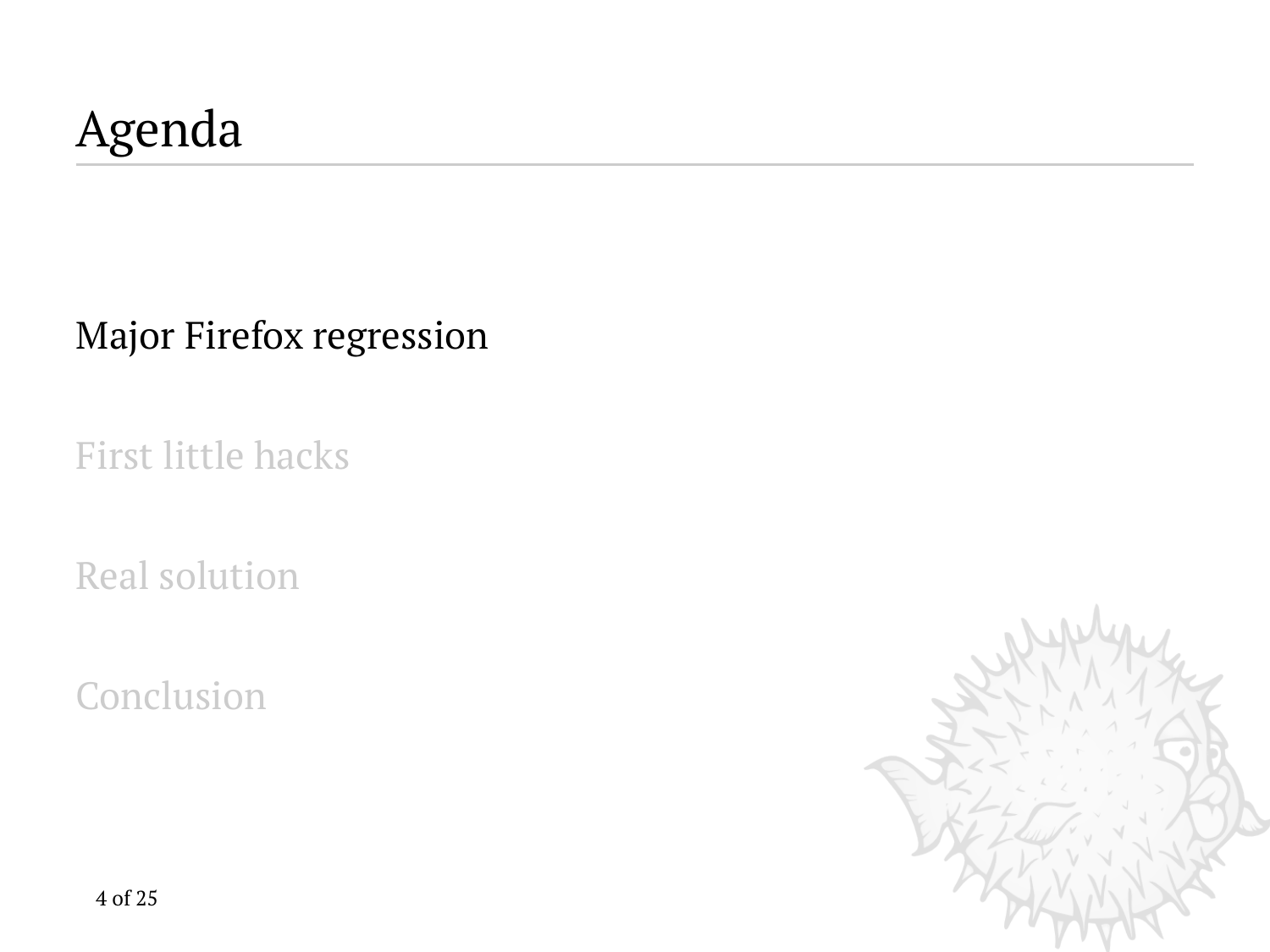# Agenda

Major Firefox regression

First little hacks

Real solution

Conclusion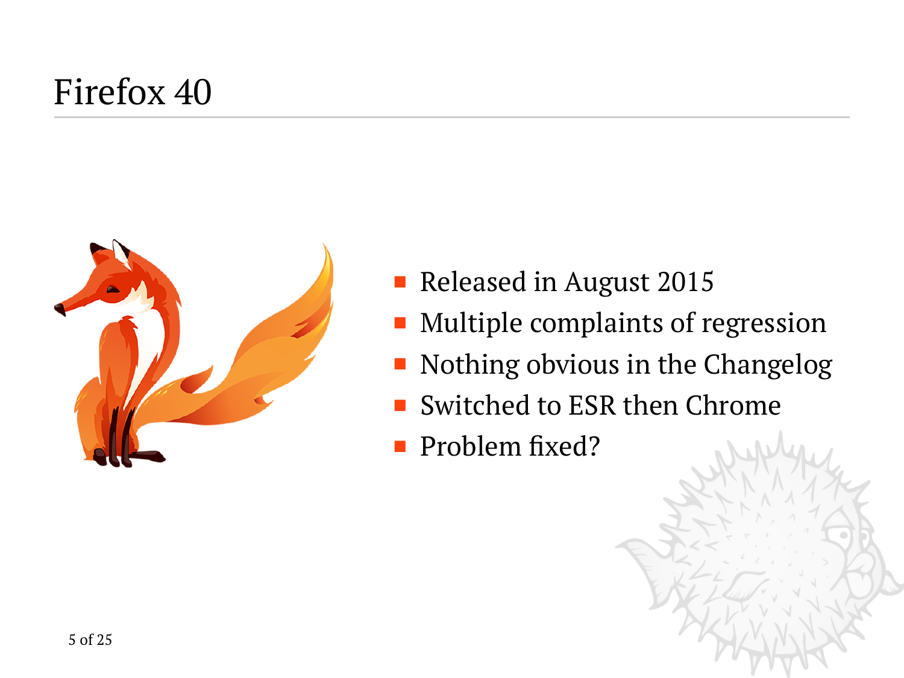# Firefox 40

- Released in August 2015
- Multiple complaints of regression
- Nothing obvious in the Changelog
- Switched to ESR then Chrome
- Problem fixed?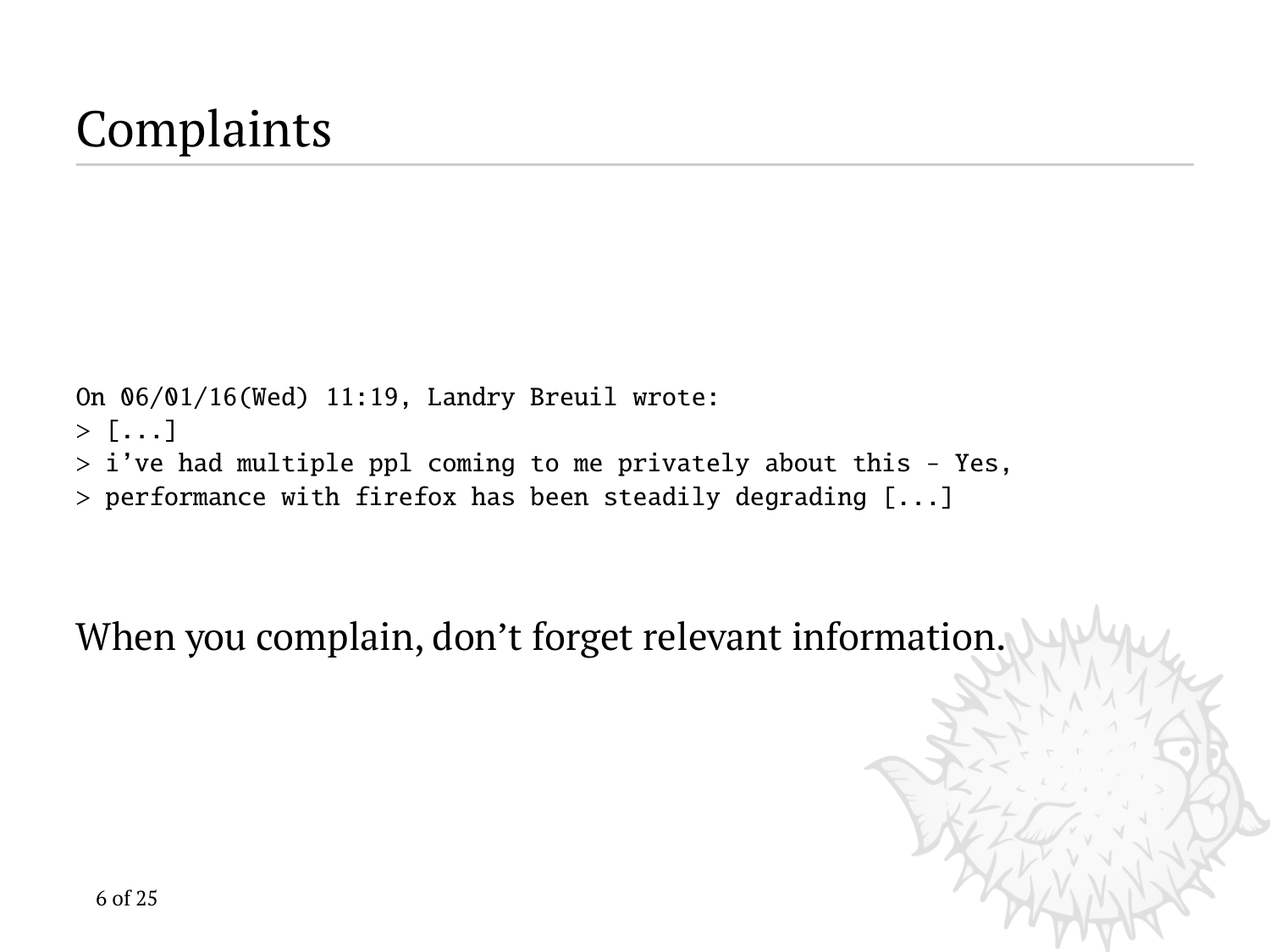# Complaints

```
On 06/01/16(Wed) 11:19, Landry Breuil wrote:
> [...]
> i've had multiple ppl coming to me privately about this - Yes,
> performance with firefox has been steadily degrading [...]
```

When you complain, don't forget relevant information.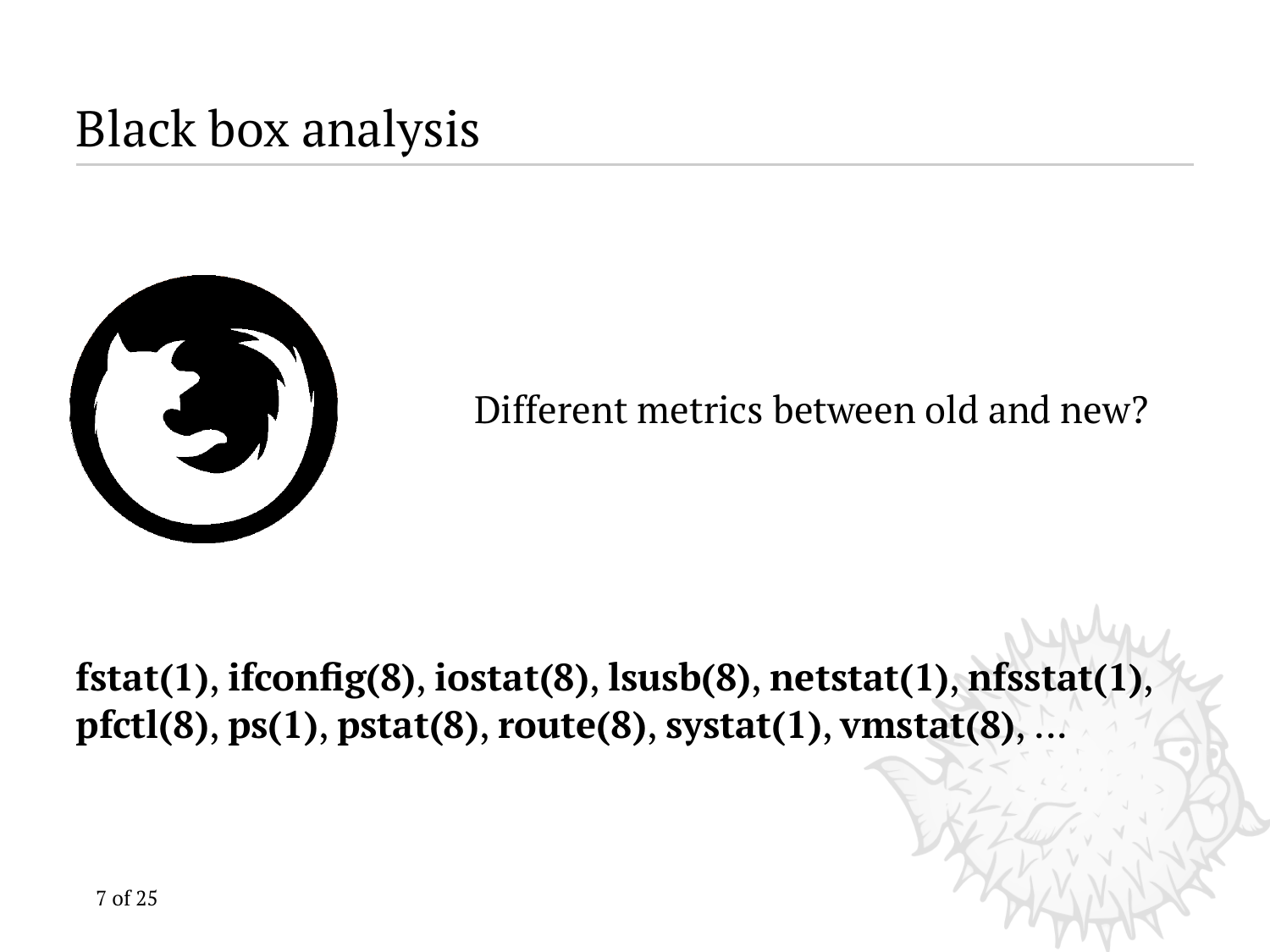# Black box analysis

Different metrics between old and new?

**fstat(1)**, **ifconfig(8)**, **iostat(8)**, **lsusb(8)**, **netstat(1)**, **nfsstat(1)**, **pfctl(8)**, **ps(1)**, **pstat(8)**, **route(8)**, **systat(1)**, **vmstat(8)**, ...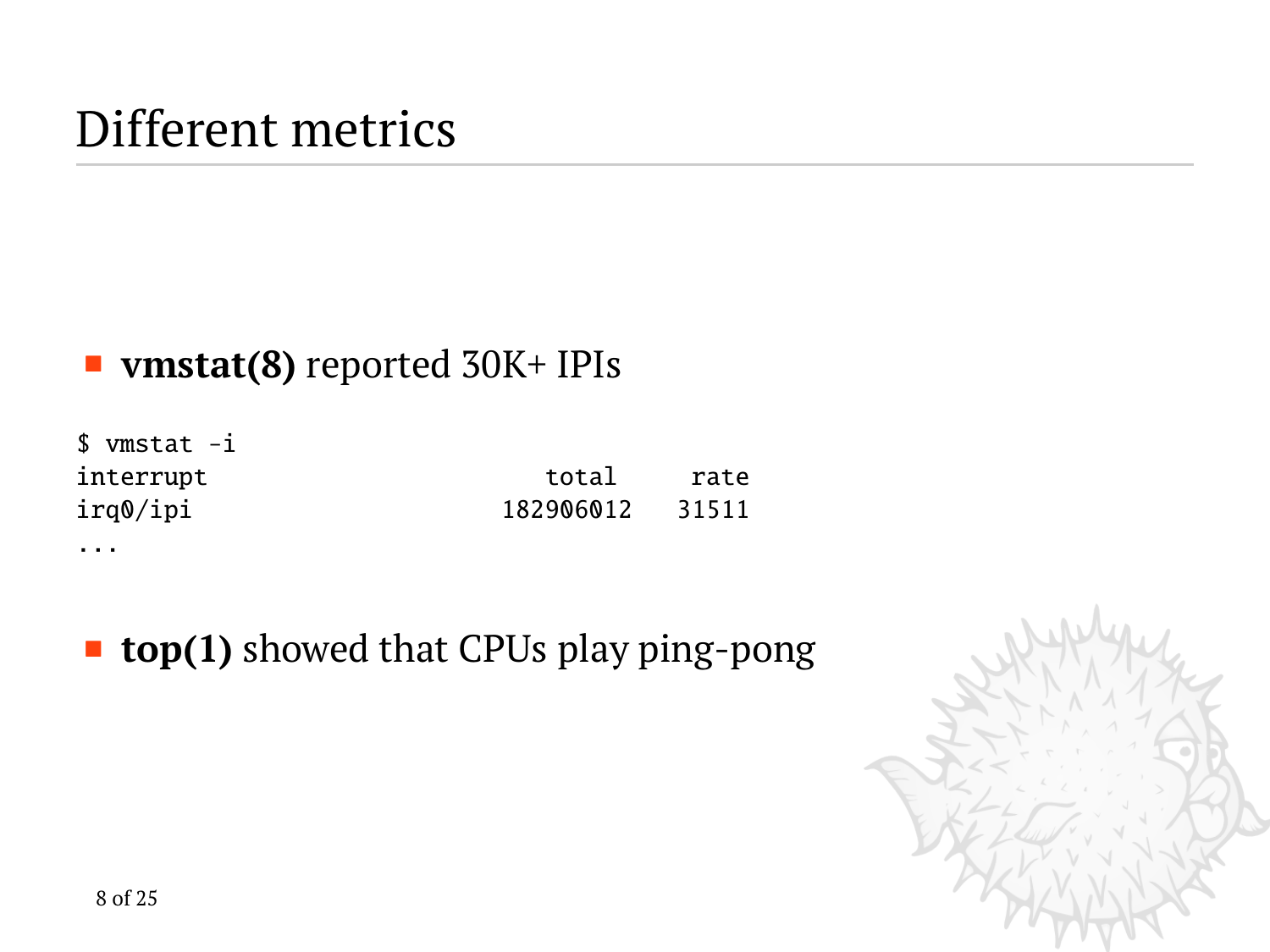# Different metrics

- **vmstat(8)** reported 30K+ IPIs

```
$ vmstat -i
interrupt                          total     rate
irq0/ipi                       182906012    31511
...
```

- **top(1)** showed that CPUs play ping-pong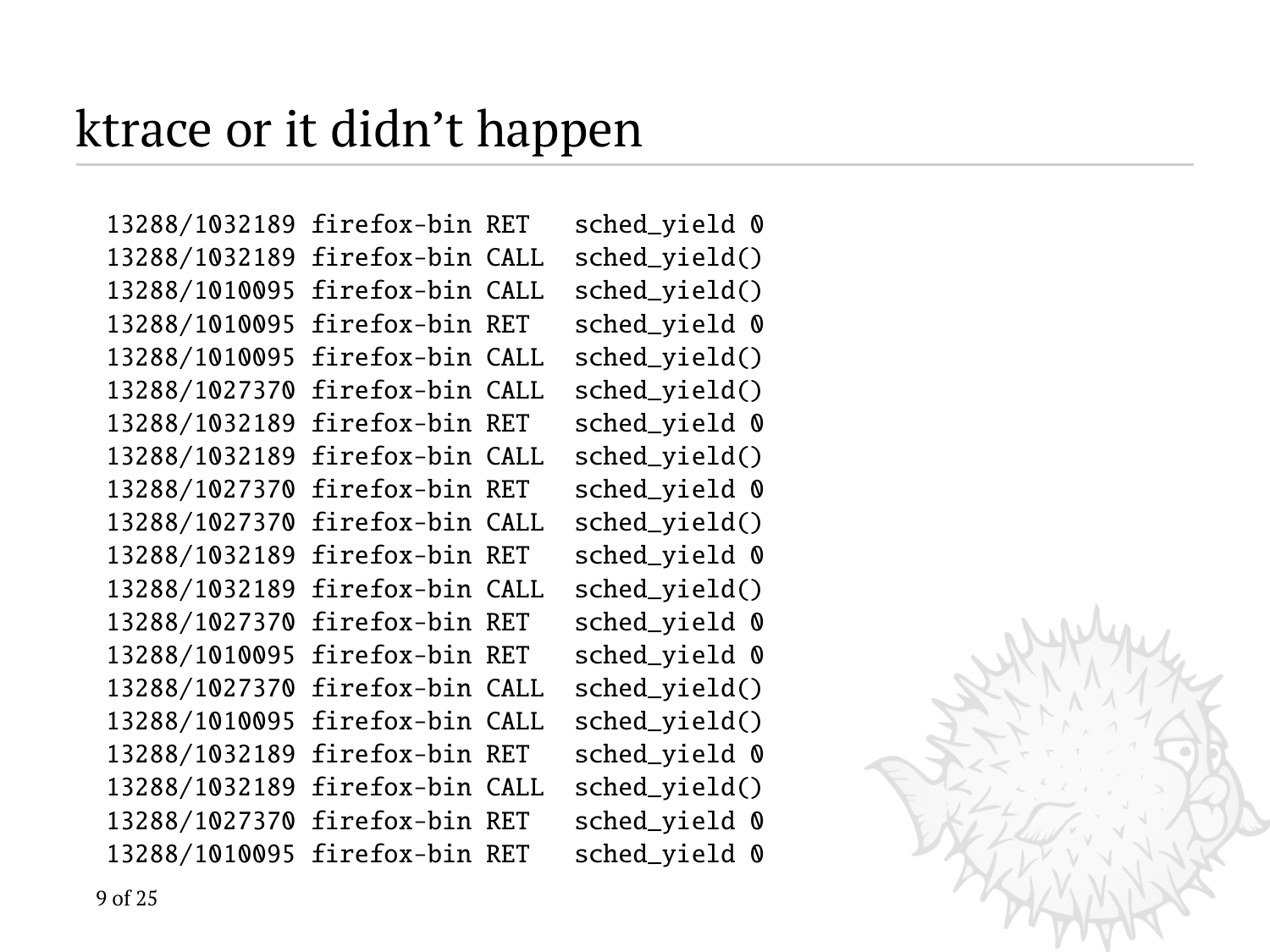# ktrace or it didn't happen

```
13288/1032189 firefox-bin RET   sched_yield 0
13288/1032189 firefox-bin CALL  sched_yield()
13288/1010095 firefox-bin CALL  sched_yield()
13288/1010095 firefox-bin RET   sched_yield 0
13288/1010095 firefox-bin CALL  sched_yield()
13288/1027370 firefox-bin CALL  sched_yield()
13288/1032189 firefox-bin RET   sched_yield 0
13288/1032189 firefox-bin CALL  sched_yield()
13288/1027370 firefox-bin RET   sched_yield 0
13288/1027370 firefox-bin CALL  sched_yield()
13288/1032189 firefox-bin RET   sched_yield 0
13288/1032189 firefox-bin CALL  sched_yield()
13288/1027370 firefox-bin RET   sched_yield 0
13288/1010095 firefox-bin RET   sched_yield 0
13288/1027370 firefox-bin CALL  sched_yield()
13288/1010095 firefox-bin CALL  sched_yield()
13288/1032189 firefox-bin RET   sched_yield 0
13288/1032189 firefox-bin CALL  sched_yield()
13288/1027370 firefox-bin RET   sched_yield 0
13288/1010095 firefox-bin RET   sched_yield 0
```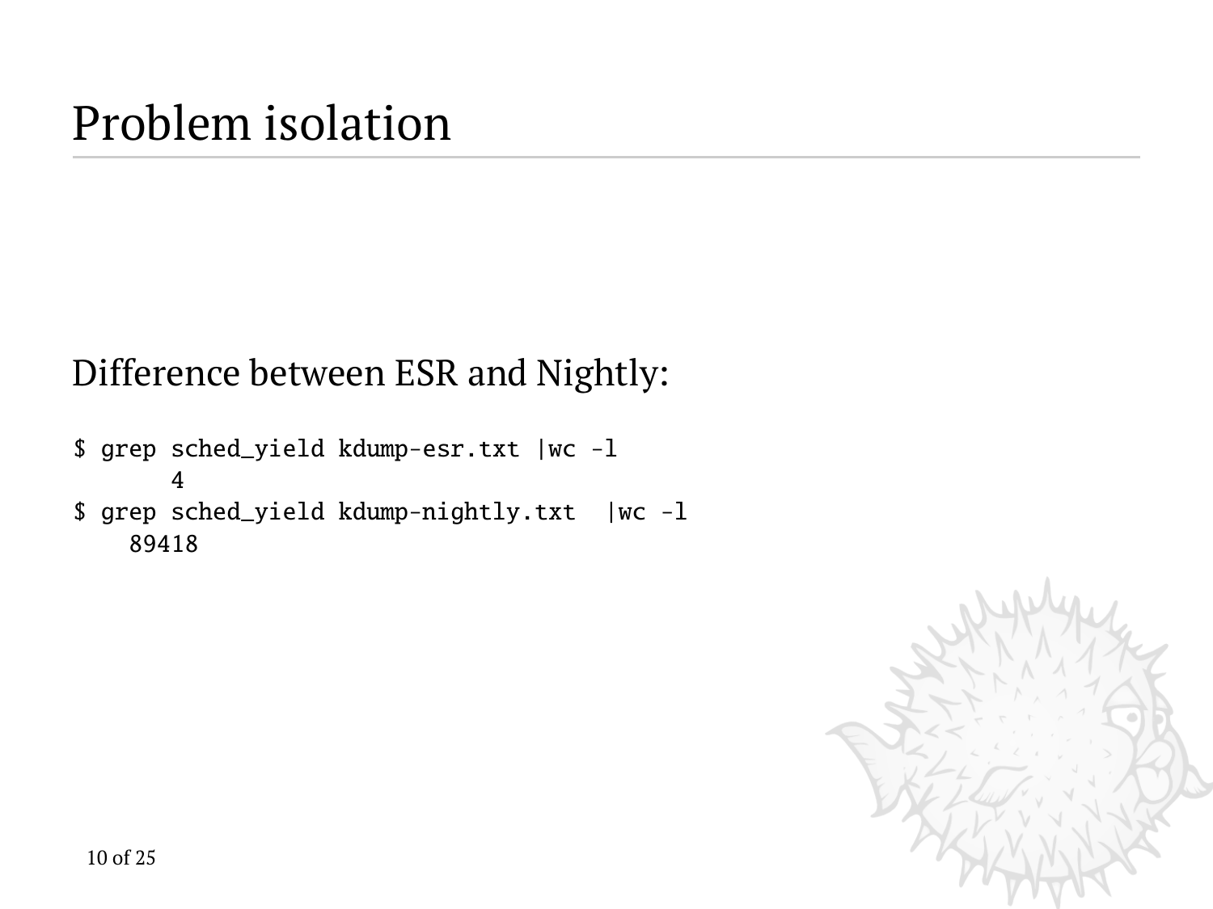# Problem isolation

Difference between ESR and Nightly:

```
$ grep sched_yield kdump-esr.txt |wc -l
       4
$ grep sched_yield kdump-nightly.txt  |wc -l
    89418
```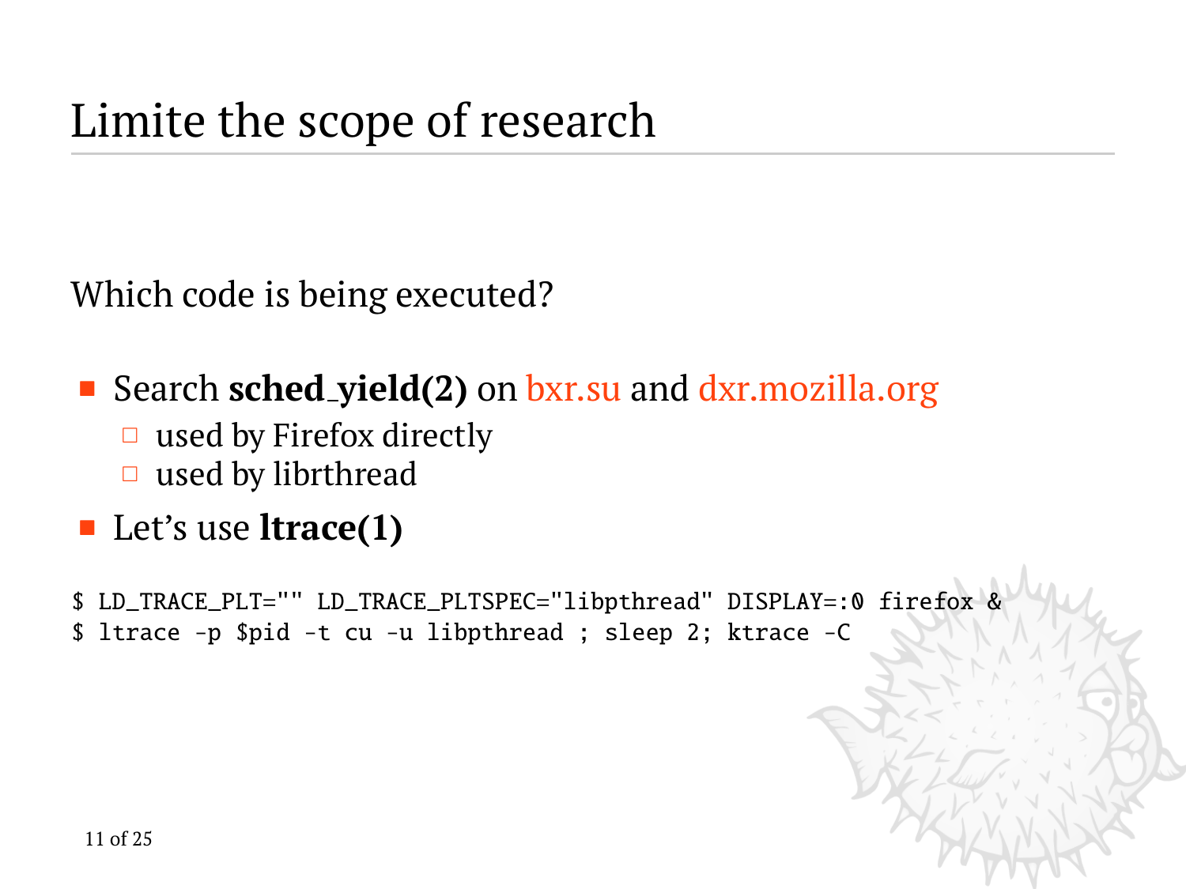# Limite the scope of research

Which code is being executed?

- Search **sched_yield(2)** on bxr.su and dxr.mozilla.org
  - used by Firefox directly
  - used by librthread
- Let's use **ltrace(1)**

```
$ LD_TRACE_PLT="" LD_TRACE_PLTSPEC="libpthread" DISPLAY=:0 firefox &
$ ltrace -p $pid -t cu -u libpthread ; sleep 2; ktrace -C
```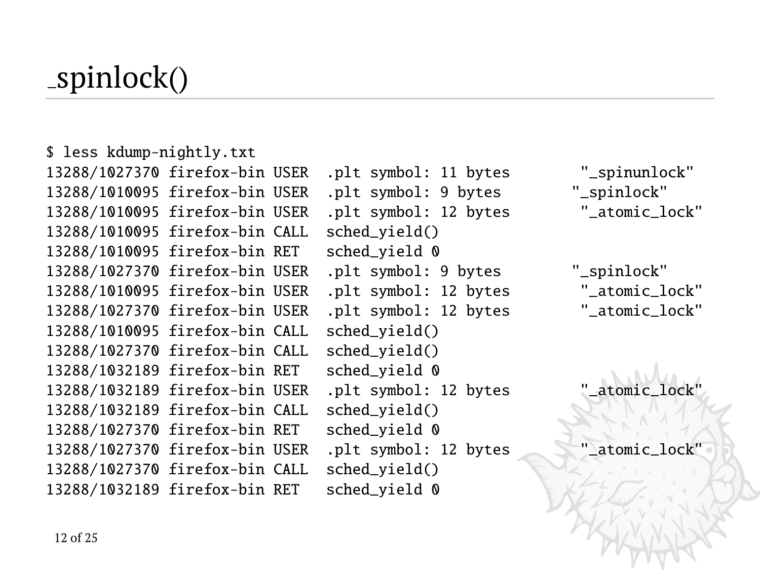# _spinlock()

```
$ less kdump-nightly.txt
13288/1027370 firefox-bin USER  .plt symbol: 11 bytes        "_spinunlock"
13288/1010095 firefox-bin USER  .plt symbol: 9 bytes        "_spinlock"
13288/1010095 firefox-bin USER  .plt symbol: 12 bytes        "_atomic_lock"
13288/1010095 firefox-bin CALL  sched_yield()
13288/1010095 firefox-bin RET   sched_yield 0
13288/1027370 firefox-bin USER  .plt symbol: 9 bytes        "_spinlock"
13288/1010095 firefox-bin USER  .plt symbol: 12 bytes        "_atomic_lock"
13288/1027370 firefox-bin USER  .plt symbol: 12 bytes        "_atomic_lock"
13288/1010095 firefox-bin CALL  sched_yield()
13288/1027370 firefox-bin CALL  sched_yield()
13288/1032189 firefox-bin RET   sched_yield 0
13288/1032189 firefox-bin USER  .plt symbol: 12 bytes        "_atomic_lock"
13288/1032189 firefox-bin CALL  sched_yield()
13288/1027370 firefox-bin RET   sched_yield 0
13288/1027370 firefox-bin USER  .plt symbol: 12 bytes        "_atomic_lock"
13288/1027370 firefox-bin CALL  sched_yield()
13288/1032189 firefox-bin RET   sched_yield 0
```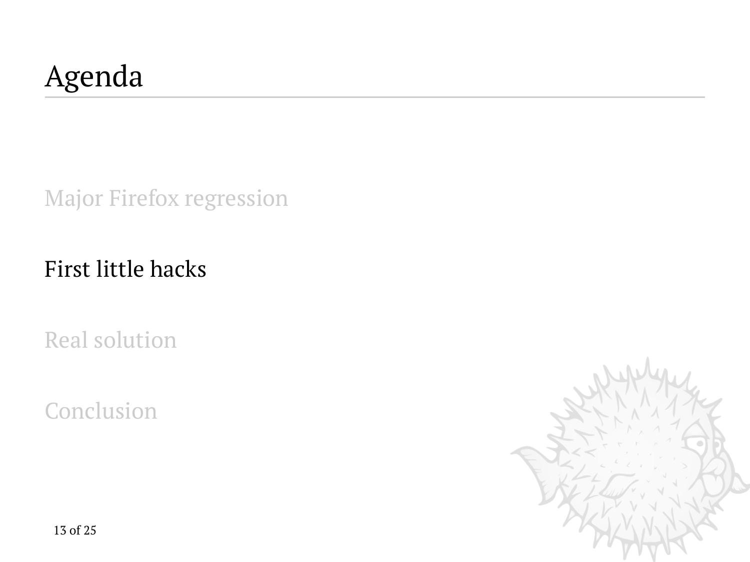# Agenda

- Major Firefox regression
- First little hacks
- Real solution
- Conclusion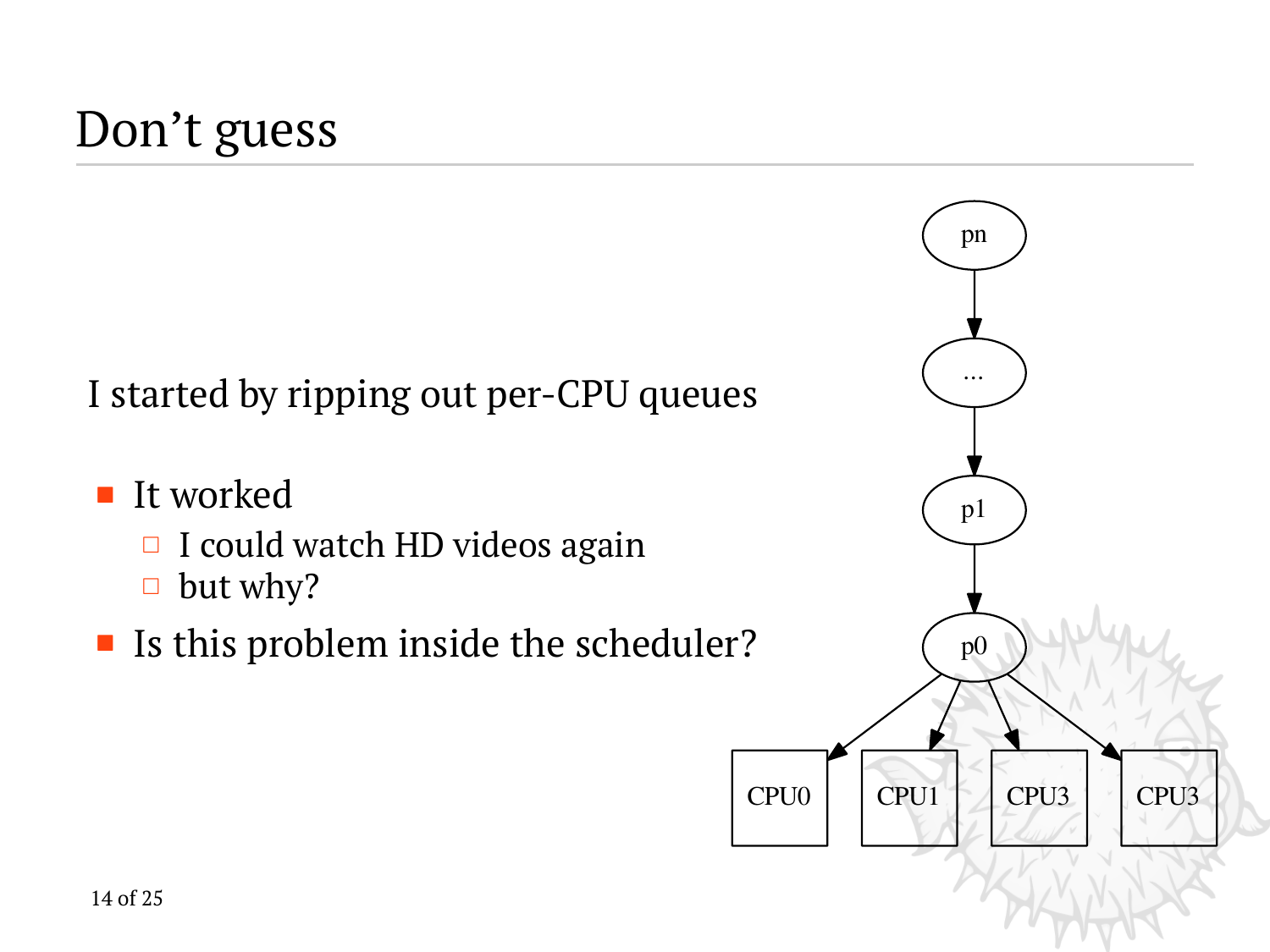# Don't guess

I started by ripping out per-CPU queues

- It worked
  - I could watch HD videos again
  - but why?
- Is this problem inside the scheduler?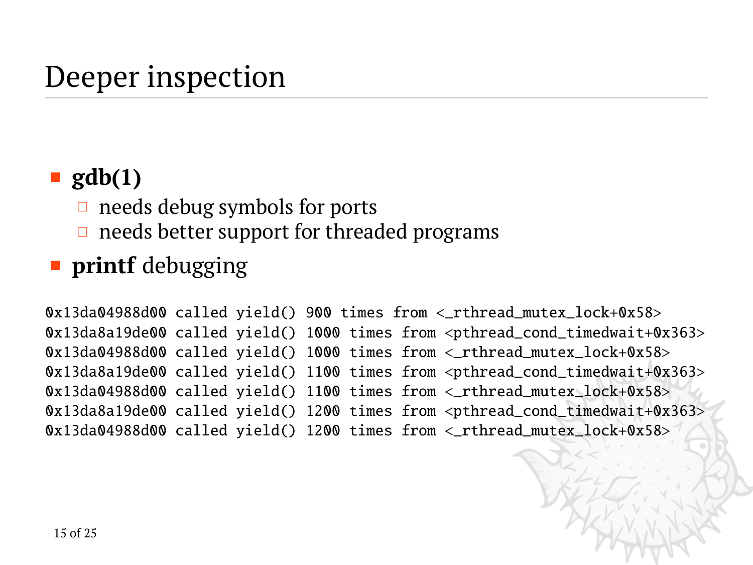# Deeper inspection

- **gdb(1)**
  - needs debug symbols for ports
  - needs better support for threaded programs
- **printf** debugging

```
0x13da04988d00 called yield() 900 times from <_rthread_mutex_lock+0x58>
0x13da8a19de00 called yield() 1000 times from <pthread_cond_timedwait+0x363>
0x13da04988d00 called yield() 1000 times from <_rthread_mutex_lock+0x58>
0x13da8a19de00 called yield() 1100 times from <pthread_cond_timedwait+0x363>
0x13da04988d00 called yield() 1100 times from <_rthread_mutex_lock+0x58>
0x13da8a19de00 called yield() 1200 times from <pthread_cond_timedwait+0x363>
0x13da04988d00 called yield() 1200 times from <_rthread_mutex_lock+0x58>
```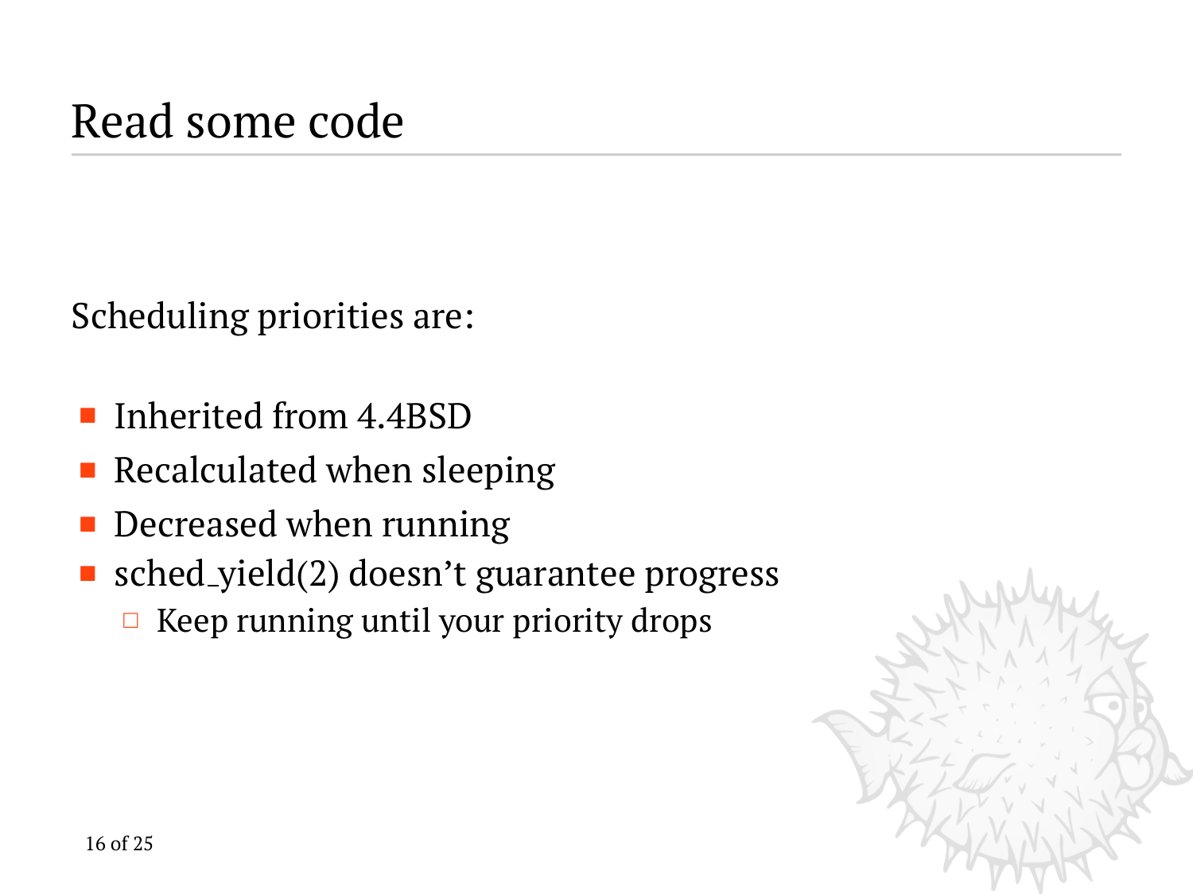# Read some code

Scheduling priorities are:

- Inherited from 4.4BSD
- Recalculated when sleeping
- Decreased when running
- sched_yield(2) doesn't guarantee progress
  - Keep running until your priority drops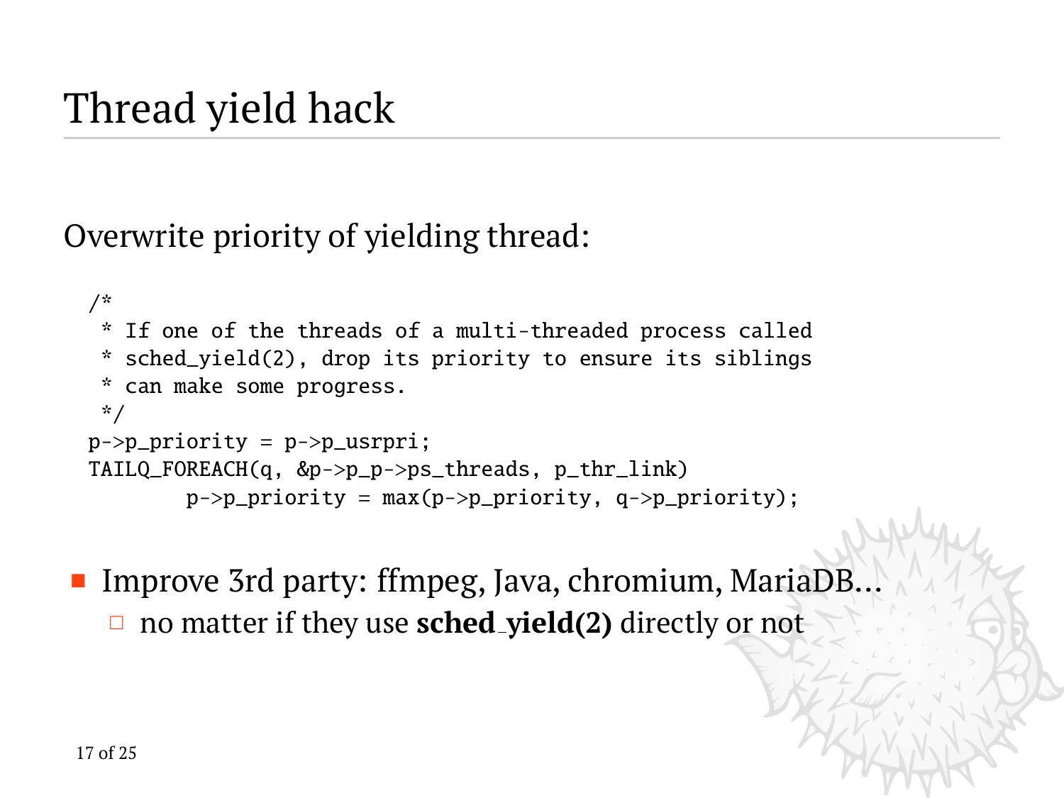# Thread yield hack

Overwrite priority of yielding thread:

```
/*
 * If one of the threads of a multi-threaded process called
 * sched_yield(2), drop its priority to ensure its siblings
 * can make some progress.
 */
p->p_priority = p->p_usrpri;
TAILQ_FOREACH(q, &p->p_p->ps_threads, p_thr_link)
        p->p_priority = max(p->p_priority, q->p_priority);
```

- Improve 3rd party: ffmpeg, Java, chromium, MariaDB…
  - no matter if they use **sched_yield(2)** directly or not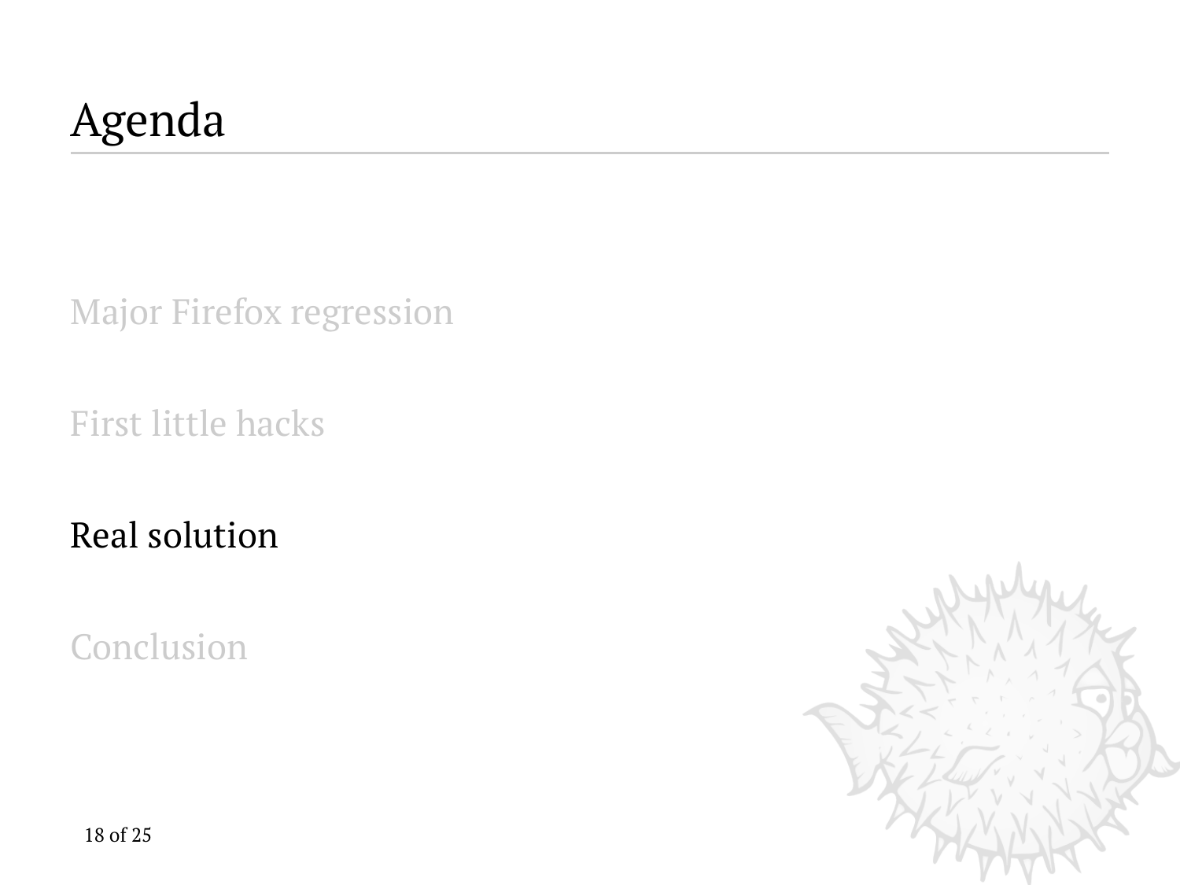# Agenda

Major Firefox regression

First little hacks

Real solution

Conclusion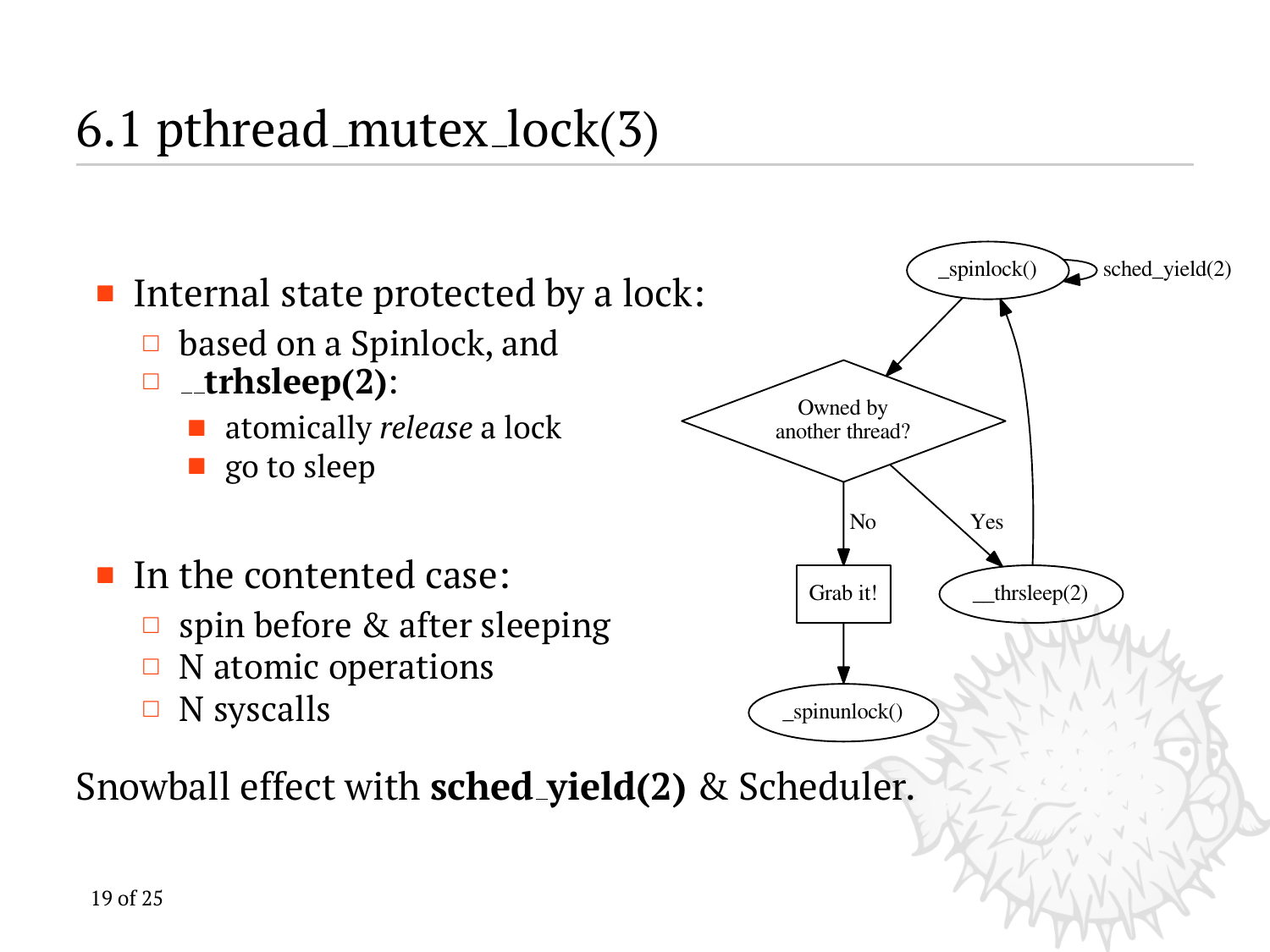# 6.1 pthread_mutex_lock(3)

- Internal state protected by a lock:
  - based on a Spinlock, and
  - **__trhsleep(2)**:
    - atomically *release* a lock
    - go to sleep
- In the contented case:
  - spin before & after sleeping
  - N atomic operations
  - N syscalls

Snowball effect with **sched_yield(2)** & Scheduler.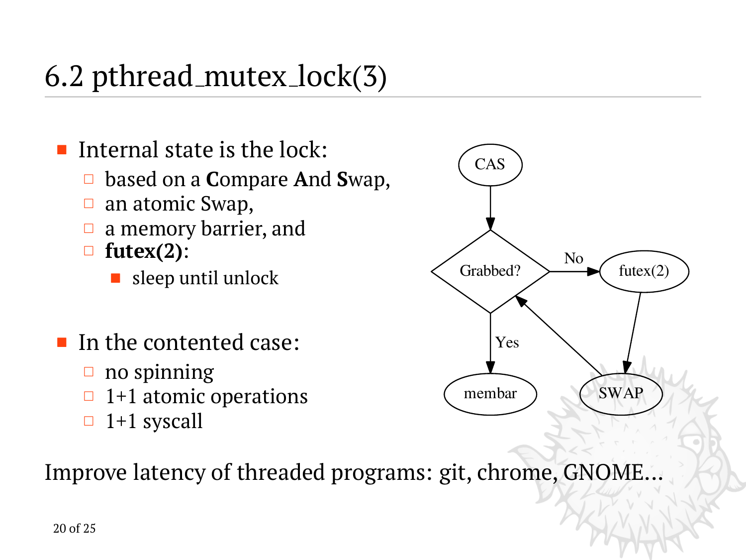## 6.2 pthread_mutex_lock(3)

- Internal state is the lock:
  - based on a **C**ompare **A**nd **S**wap,
  - an atomic Swap,
  - a memory barrier, and
  - **futex(2)**:
    - sleep until unlock

- In the contented case:
  - no spinning
  - 1+1 atomic operations
  - 1+1 syscall

Improve latency of threaded programs: git, chrome, GNOME...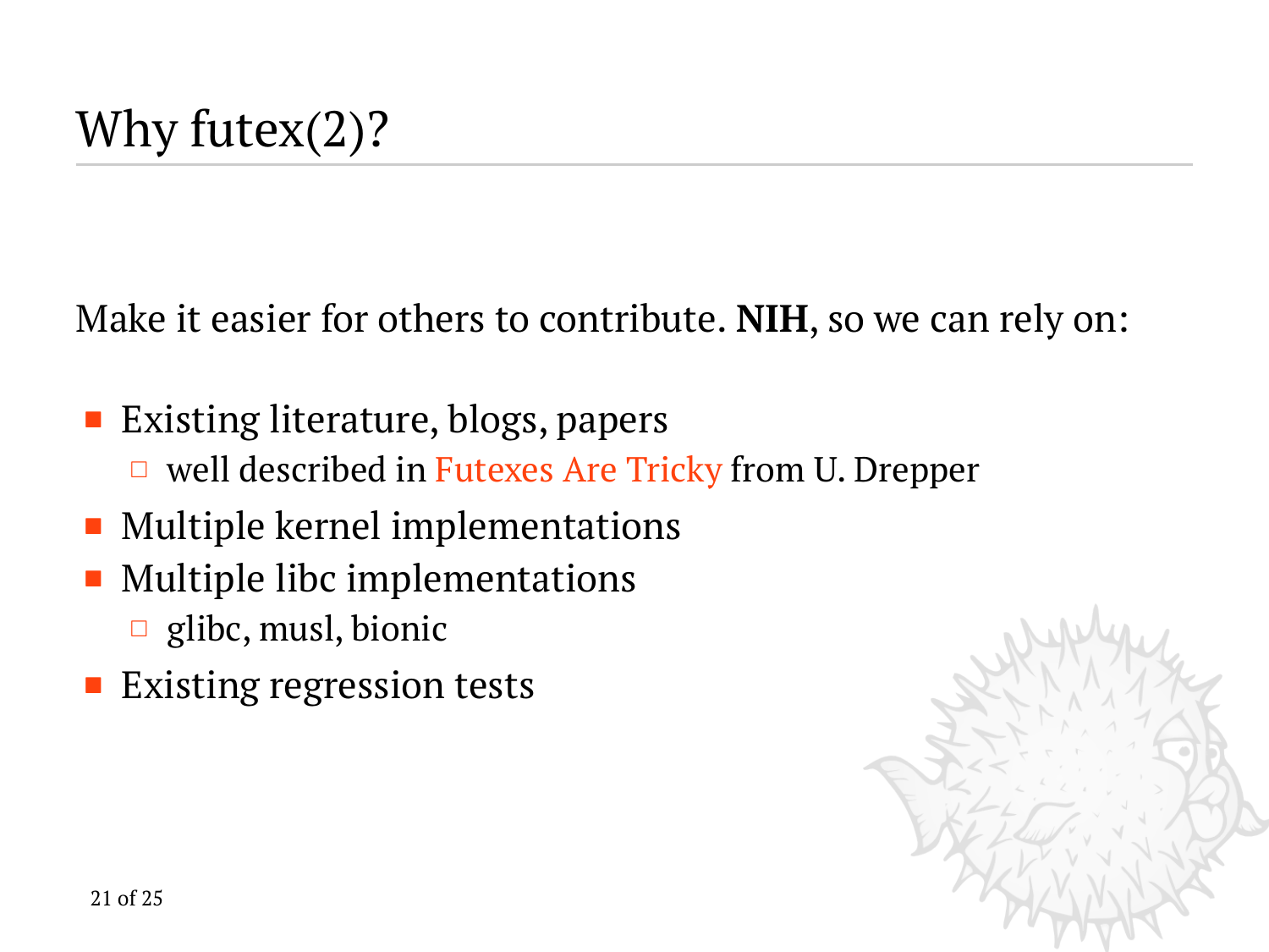# Why futex(2)?

Make it easier for others to contribute. **NIH**, so we can rely on:

- Existing literature, blogs, papers
  - well described in Futexes Are Tricky from U. Drepper
- Multiple kernel implementations
- Multiple libc implementations
  - glibc, musl, bionic
- Existing regression tests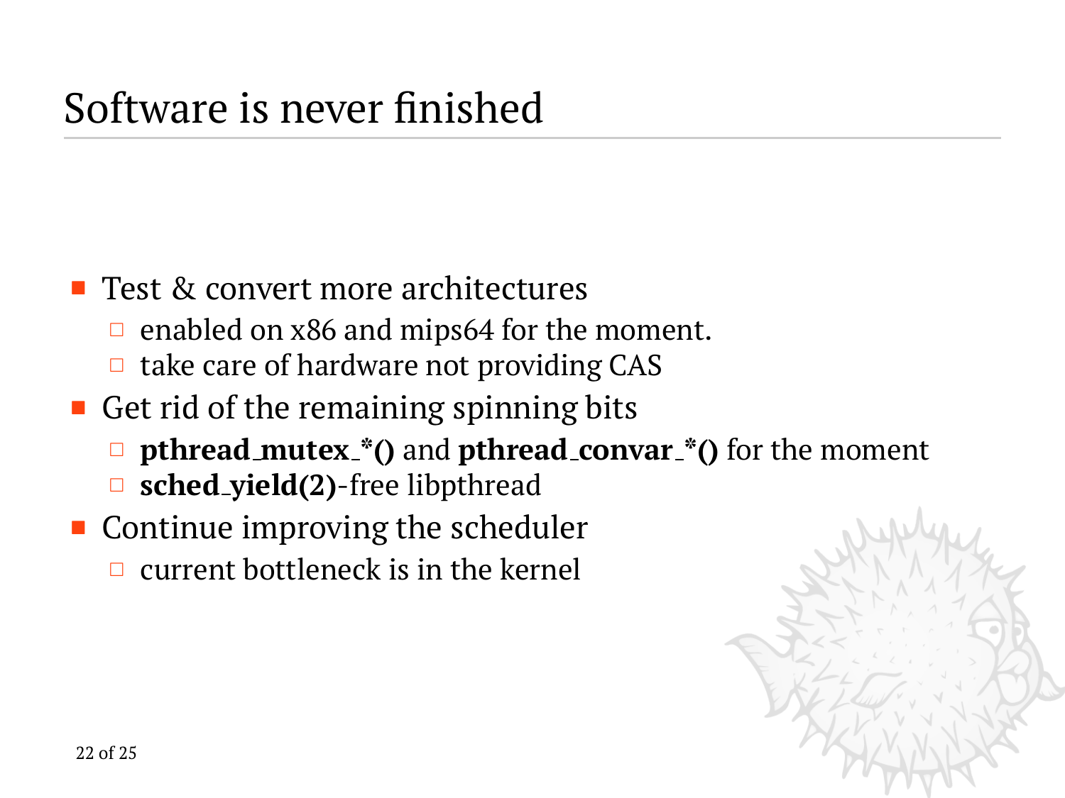# Software is never finished

- Test & convert more architectures
  - enabled on x86 and mips64 for the moment.
  - take care of hardware not providing CAS
- Get rid of the remaining spinning bits
  - **pthread_mutex_*()** and **pthread_convar_*()** for the moment
  - **sched_yield(2)**-free libpthread
- Continue improving the scheduler
  - current bottleneck is in the kernel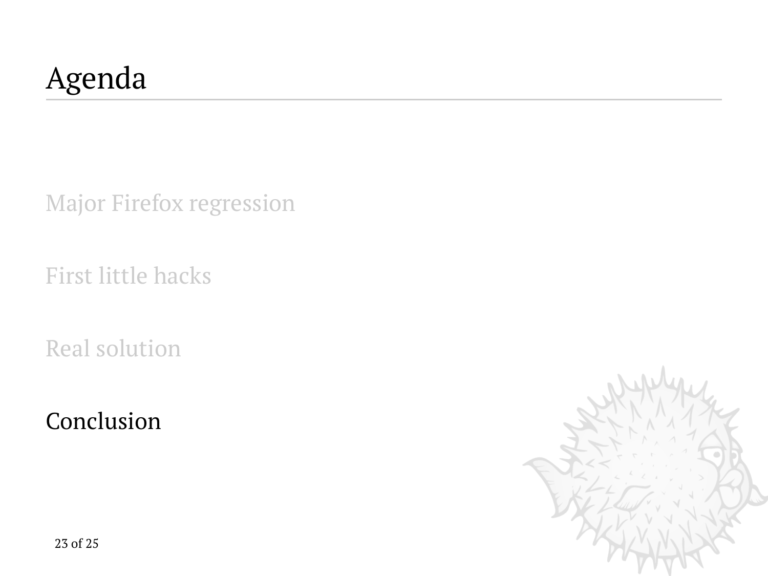# Agenda

- Major Firefox regression
- First little hacks
- Real solution
- Conclusion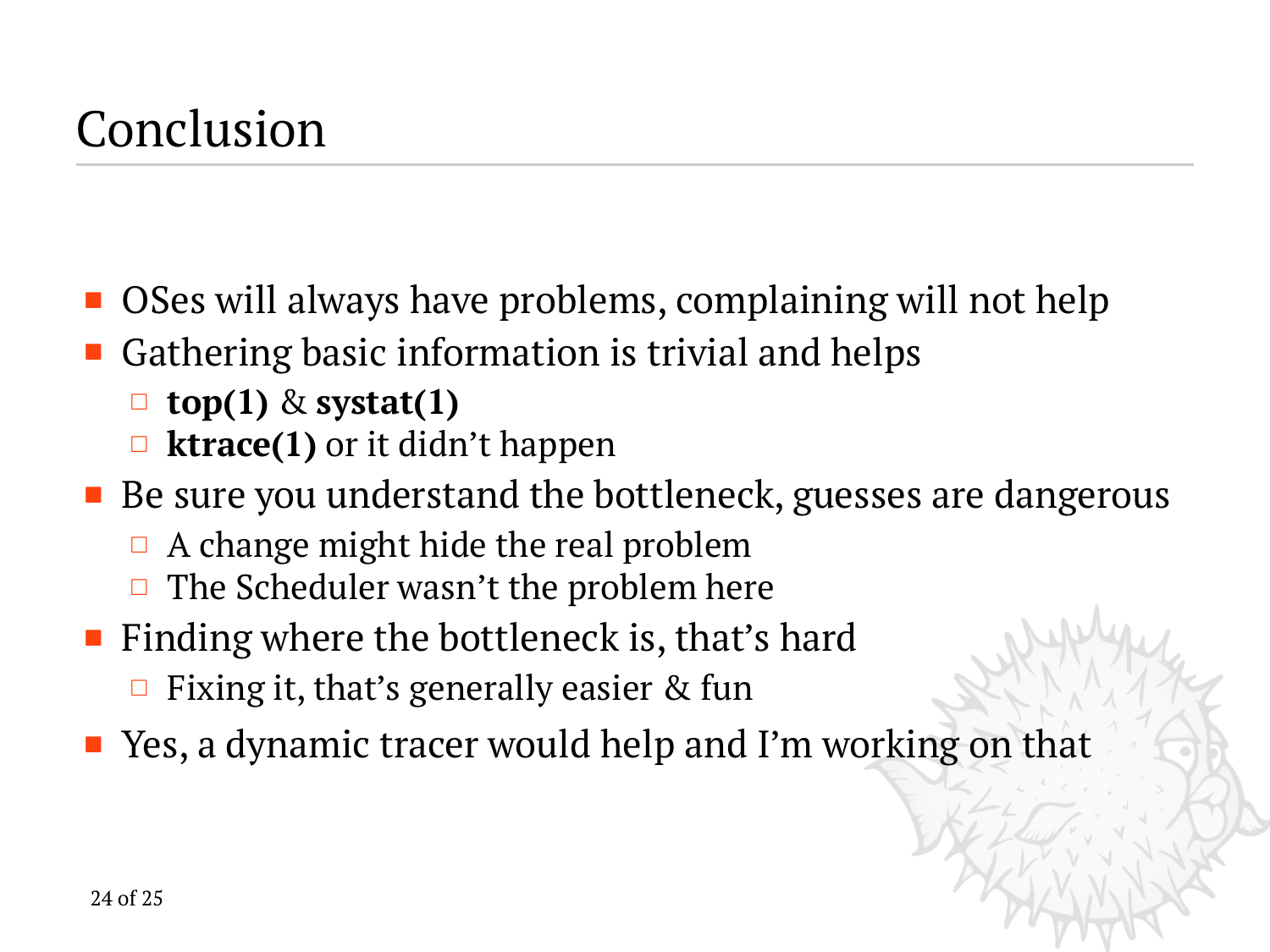# Conclusion

- OSes will always have problems, complaining will not help
- Gathering basic information is trivial and helps
  - **top(1)** & **systat(1)**
  - **ktrace(1)** or it didn't happen
- Be sure you understand the bottleneck, guesses are dangerous
  - A change might hide the real problem
  - The Scheduler wasn't the problem here
- Finding where the bottleneck is, that's hard
  - Fixing it, that's generally easier & fun
- Yes, a dynamic tracer would help and I'm working on that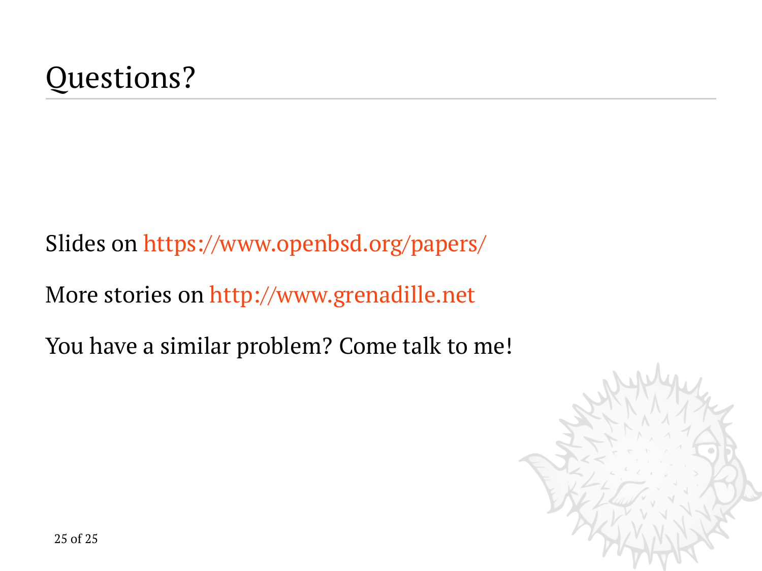# Questions?

Slides on https://www.openbsd.org/papers/

More stories on http://www.grenadille.net

You have a similar problem? Come talk to me!